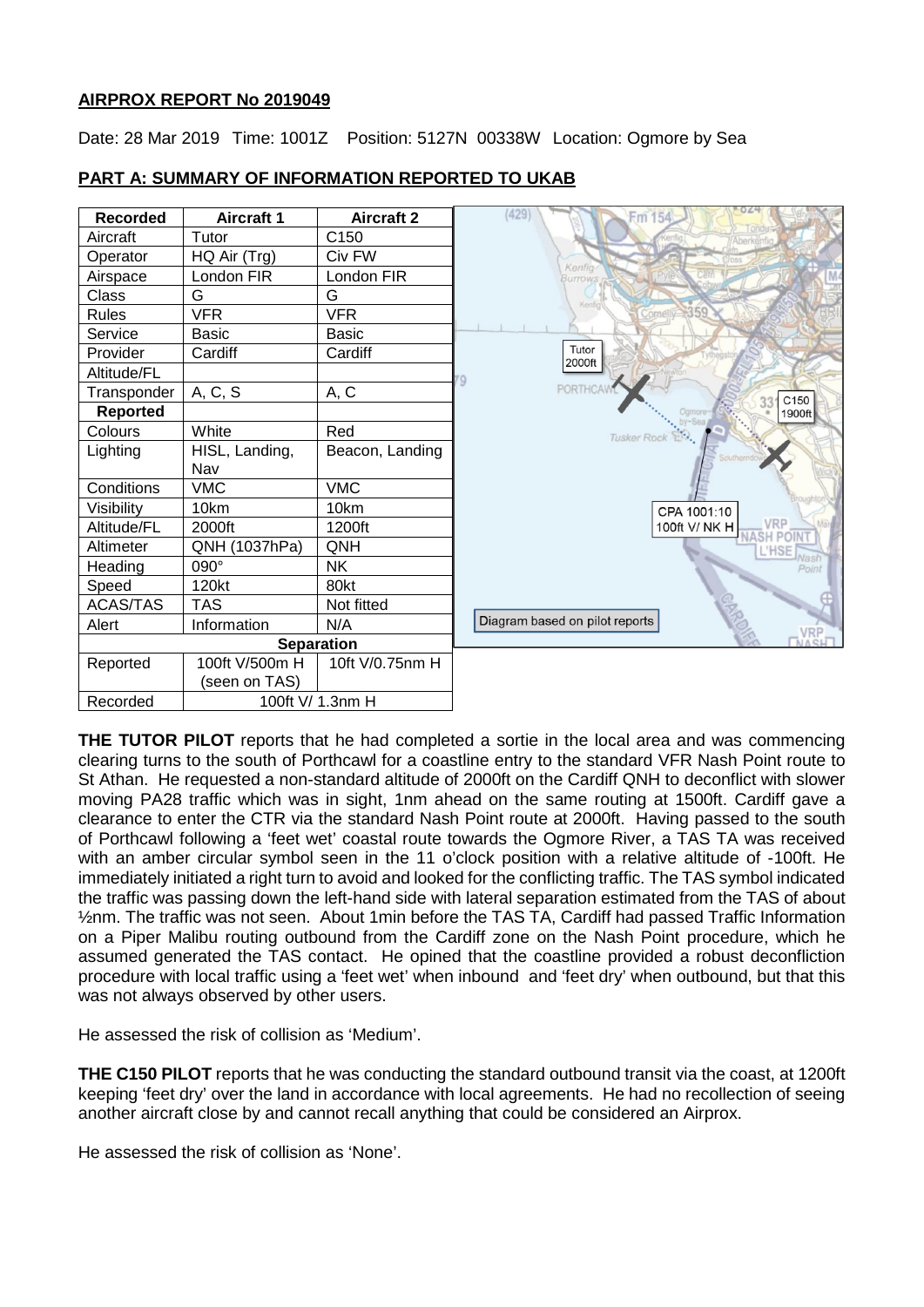**AIRPROX REPORT No 2019049**

Date: 28 Mar 2019 Time: 1001Z Position: 5127N 00338W Location: Ogmore by Sea

**PART A: SUMMARY OF INFORMATION REPORTED TO UKAB**

| Recorded | Aircraft 1 | Aircraft 2 |
|---|---|---|
| Aircraft | Tutor | C150 |
| Operator | HQ Air (Trg) | Civ FW |
| Airspace | London FIR | London FIR |
| Class | G | G |
| Rules | VFR | VFR |
| Service | Basic | Basic |
| Provider | Cardiff | Cardiff |
| Altitude/FL | | |
| Transponder | A, C, S | A, C |
| **Reported** | | |
| Colours | White | Red |
| Lighting | HISL, Landing, Nav | Beacon, Landing |
| Conditions | VMC | VMC |
| Visibility | 10km | 10km |
| Altitude/FL | 2000ft | 1200ft |
| Altimeter | QNH (1037hPa) | QNH |
| Heading | 090° | NK |
| Speed | 120kt | 80kt |
| ACAS/TAS | TAS | Not fitted |
| Alert | Information | N/A |
| **Separation** | | |
| Reported | 100ft V/500m H (seen on TAS) | 10ft V/0.75nm H |
| Recorded | 100ft V/ 1.3nm H | |

Diagram based on pilot reports

**THE TUTOR PILOT** reports that he had completed a sortie in the local area and was commencing clearing turns to the south of Porthcawl for a coastline entry to the standard VFR Nash Point route to St Athan. He requested a non-standard altitude of 2000ft on the Cardiff QNH to deconflict with slower moving PA28 traffic which was in sight, 1nm ahead on the same routing at 1500ft. Cardiff gave a clearance to enter the CTR via the standard Nash Point route at 2000ft. Having passed to the south of Porthcawl following a 'feet wet' coastal route towards the Ogmore River, a TAS TA was received with an amber circular symbol seen in the 11 o'clock position with a relative altitude of -100ft. He immediately initiated a right turn to avoid and looked for the conflicting traffic. The TAS symbol indicated the traffic was passing down the left-hand side with lateral separation estimated from the TAS of about ½nm. The traffic was not seen. About 1min before the TAS TA, Cardiff had passed Traffic Information on a Piper Malibu routing outbound from the Cardiff zone on the Nash Point procedure, which he assumed generated the TAS contact. He opined that the coastline provided a robust deconfliction procedure with local traffic using a 'feet wet' when inbound and 'feet dry' when outbound, but that this was not always observed by other users.

He assessed the risk of collision as 'Medium'.

**THE C150 PILOT** reports that he was conducting the standard outbound transit via the coast, at 1200ft keeping 'feet dry' over the land in accordance with local agreements. He had no recollection of seeing another aircraft close by and cannot recall anything that could be considered an Airprox.

He assessed the risk of collision as 'None'.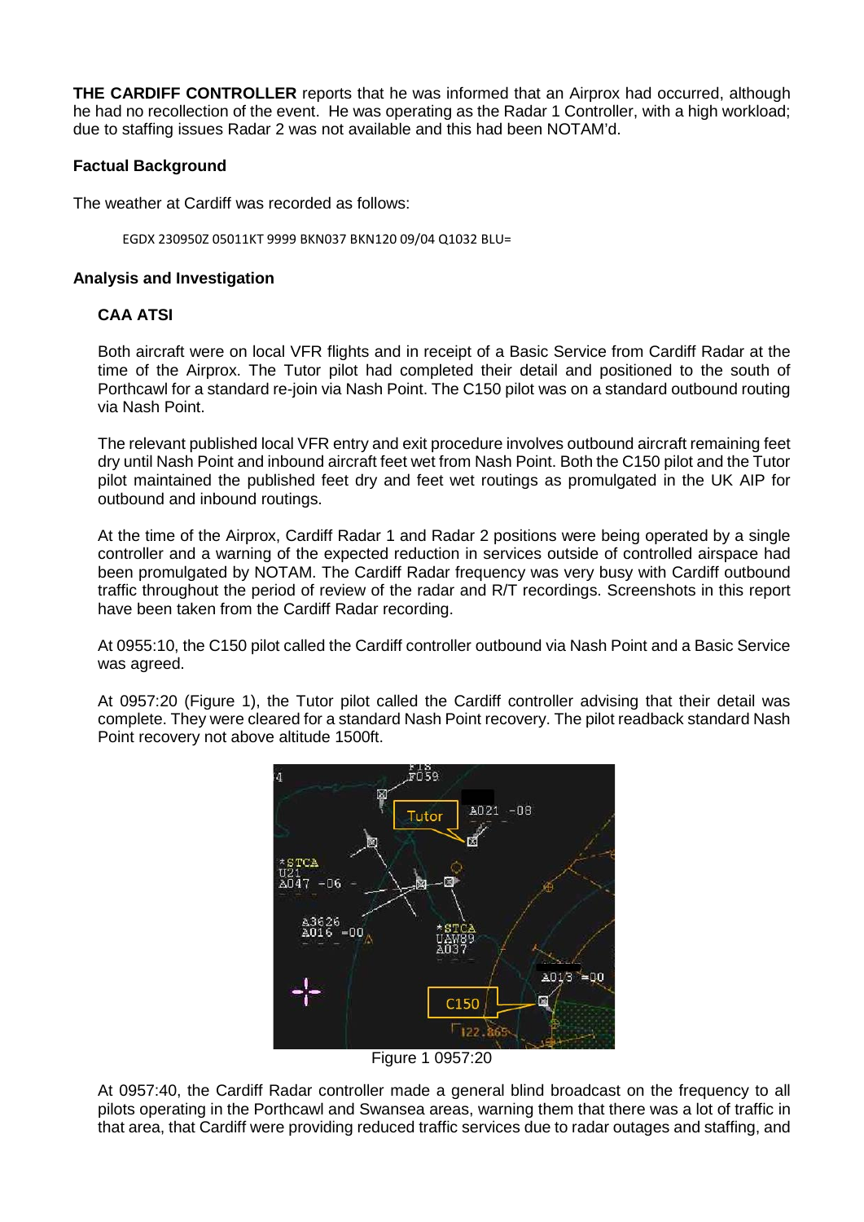**THE CARDIFF CONTROLLER** reports that he was informed that an Airprox had occurred, although he had no recollection of the event. He was operating as the Radar 1 Controller, with a high workload; due to staffing issues Radar 2 was not available and this had been NOTAM'd.

### Factual Background

The weather at Cardiff was recorded as follows:

```
EGDX 230950Z 05011KT 9999 BKN037 BKN120 09/04 Q1032 BLU=
```

### Analysis and Investigation

#### CAA ATSI

Both aircraft were on local VFR flights and in receipt of a Basic Service from Cardiff Radar at the time of the Airprox. The Tutor pilot had completed their detail and positioned to the south of Porthcawl for a standard re-join via Nash Point. The C150 pilot was on a standard outbound routing via Nash Point.

The relevant published local VFR entry and exit procedure involves outbound aircraft remaining feet dry until Nash Point and inbound aircraft feet wet from Nash Point. Both the C150 pilot and the Tutor pilot maintained the published feet dry and feet wet routings as promulgated in the UK AIP for outbound and inbound routings.

At the time of the Airprox, Cardiff Radar 1 and Radar 2 positions were being operated by a single controller and a warning of the expected reduction in services outside of controlled airspace had been promulgated by NOTAM. The Cardiff Radar frequency was very busy with Cardiff outbound traffic throughout the period of review of the radar and R/T recordings. Screenshots in this report have been taken from the Cardiff Radar recording.

At 0955:10, the C150 pilot called the Cardiff controller outbound via Nash Point and a Basic Service was agreed.

At 0957:20 (Figure 1), the Tutor pilot called the Cardiff controller advising that their detail was complete. They were cleared for a standard Nash Point recovery. The pilot readback standard Nash Point recovery not above altitude 1500ft.

Figure 1 0957:20

At 0957:40, the Cardiff Radar controller made a general blind broadcast on the frequency to all pilots operating in the Porthcawl and Swansea areas, warning them that there was a lot of traffic in that area, that Cardiff were providing reduced traffic services due to radar outages and staffing, and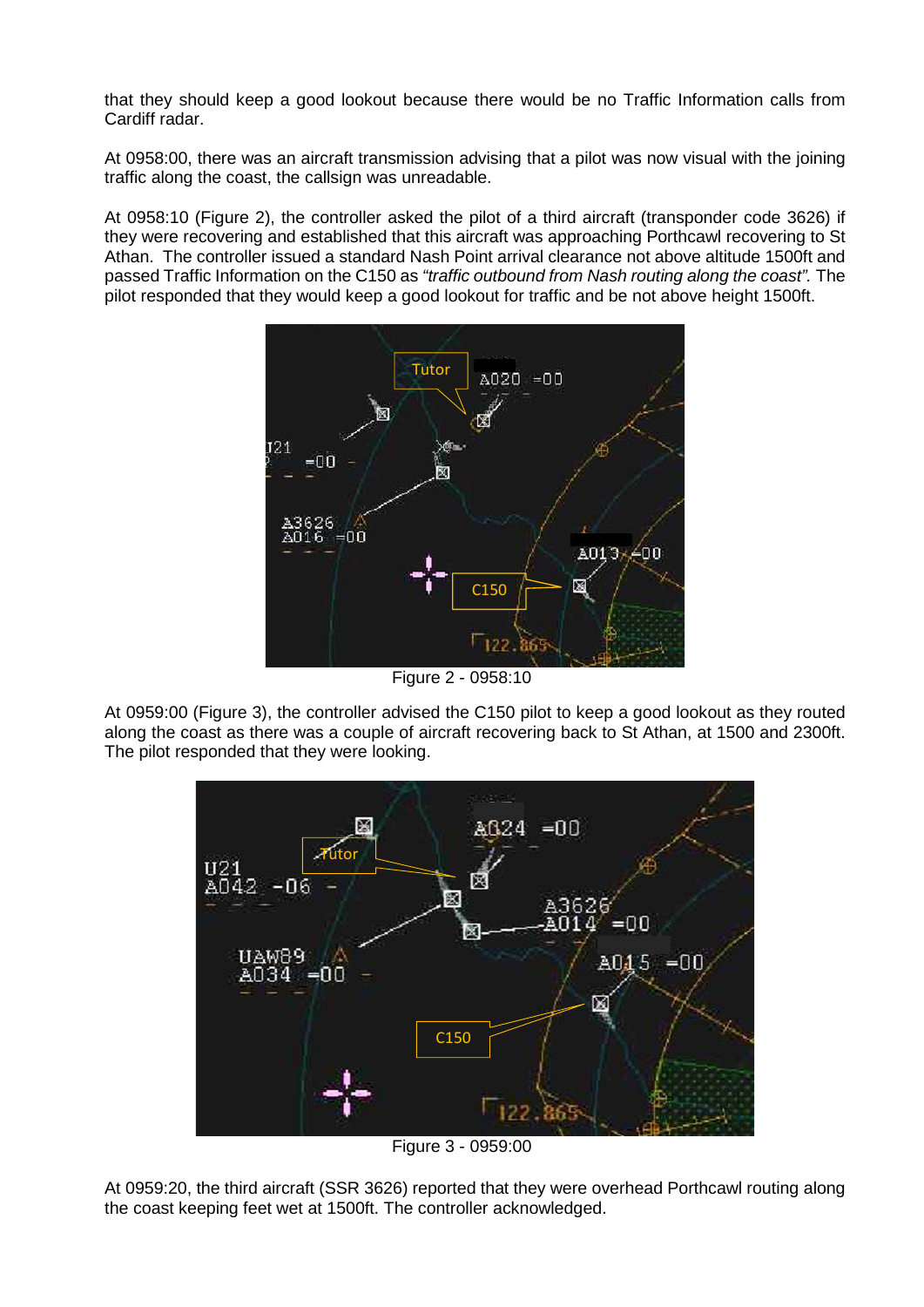that they should keep a good lookout because there would be no Traffic Information calls from Cardiff radar.

At 0958:00, there was an aircraft transmission advising that a pilot was now visual with the joining traffic along the coast, the callsign was unreadable.

At 0958:10 (Figure 2), the controller asked the pilot of a third aircraft (transponder code 3626) if they were recovering and established that this aircraft was approaching Porthcawl recovering to St Athan. The controller issued a standard Nash Point arrival clearance not above altitude 1500ft and passed Traffic Information on the C150 as *"traffic outbound from Nash routing along the coast".* The pilot responded that they would keep a good lookout for traffic and be not above height 1500ft.

Figure 2 - 0958:10

At 0959:00 (Figure 3), the controller advised the C150 pilot to keep a good lookout as they routed along the coast as there was a couple of aircraft recovering back to St Athan, at 1500 and 2300ft. The pilot responded that they were looking.

Figure 3 - 0959:00

At 0959:20, the third aircraft (SSR 3626) reported that they were overhead Porthcawl routing along the coast keeping feet wet at 1500ft. The controller acknowledged.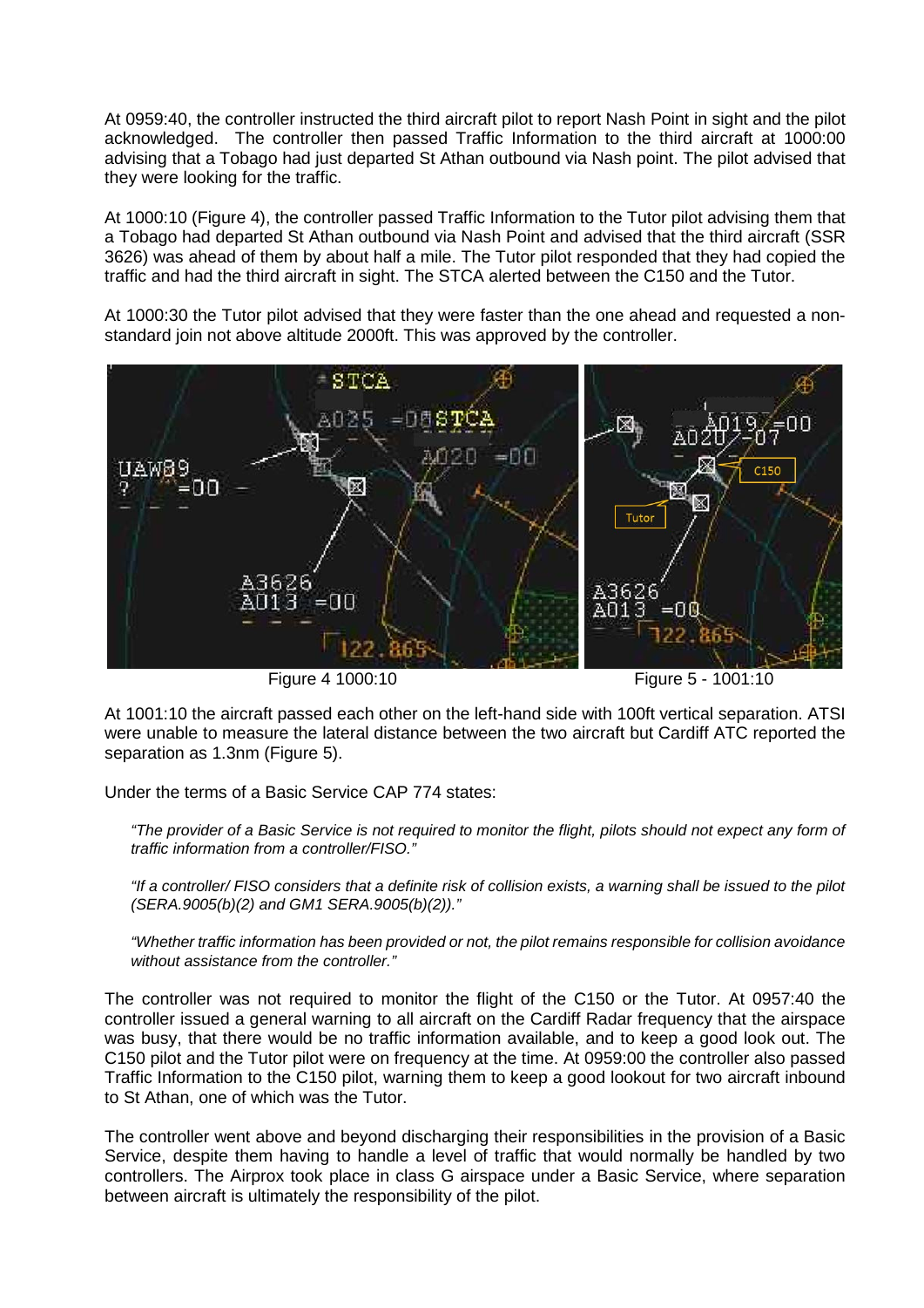At 0959:40, the controller instructed the third aircraft pilot to report Nash Point in sight and the pilot acknowledged. The controller then passed Traffic Information to the third aircraft at 1000:00 advising that a Tobago had just departed St Athan outbound via Nash point. The pilot advised that they were looking for the traffic.

At 1000:10 (Figure 4), the controller passed Traffic Information to the Tutor pilot advising them that a Tobago had departed St Athan outbound via Nash Point and advised that the third aircraft (SSR 3626) was ahead of them by about half a mile. The Tutor pilot responded that they had copied the traffic and had the third aircraft in sight. The STCA alerted between the C150 and the Tutor.

At 1000:30 the Tutor pilot advised that they were faster than the one ahead and requested a non-standard join not above altitude 2000ft. This was approved by the controller.

Figure 4 1000:10

Figure 5 - 1001:10

At 1001:10 the aircraft passed each other on the left-hand side with 100ft vertical separation. ATSI were unable to measure the lateral distance between the two aircraft but Cardiff ATC reported the separation as 1.3nm (Figure 5).

Under the terms of a Basic Service CAP 774 states:

> *"The provider of a Basic Service is not required to monitor the flight, pilots should not expect any form of traffic information from a controller/FISO."*
>
> *"If a controller/ FISO considers that a definite risk of collision exists, a warning shall be issued to the pilot (SERA.9005(b)(2) and GM1 SERA.9005(b)(2))."*
>
> *"Whether traffic information has been provided or not, the pilot remains responsible for collision avoidance without assistance from the controller."*

The controller was not required to monitor the flight of the C150 or the Tutor. At 0957:40 the controller issued a general warning to all aircraft on the Cardiff Radar frequency that the airspace was busy, that there would be no traffic information available, and to keep a good look out. The C150 pilot and the Tutor pilot were on frequency at the time. At 0959:00 the controller also passed Traffic Information to the C150 pilot, warning them to keep a good lookout for two aircraft inbound to St Athan, one of which was the Tutor.

The controller went above and beyond discharging their responsibilities in the provision of a Basic Service, despite them having to handle a level of traffic that would normally be handled by two controllers. The Airprox took place in class G airspace under a Basic Service, where separation between aircraft is ultimately the responsibility of the pilot.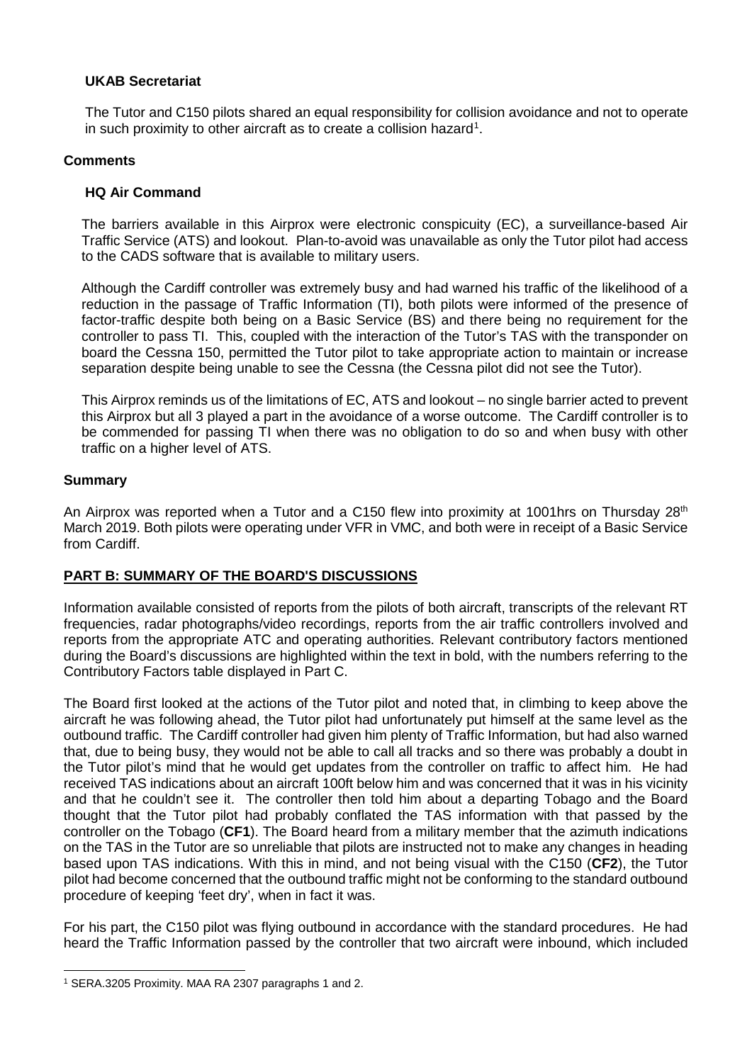### UKAB Secretariat

The Tutor and C150 pilots shared an equal responsibility for collision avoidance and not to operate in such proximity to other aircraft as to create a collision hazard[1].

## Comments

### HQ Air Command

The barriers available in this Airprox were electronic conspicuity (EC), a surveillance-based Air Traffic Service (ATS) and lookout. Plan-to-avoid was unavailable as only the Tutor pilot had access to the CADS software that is available to military users.

Although the Cardiff controller was extremely busy and had warned his traffic of the likelihood of a reduction in the passage of Traffic Information (TI), both pilots were informed of the presence of factor-traffic despite both being on a Basic Service (BS) and there being no requirement for the controller to pass TI. This, coupled with the interaction of the Tutor's TAS with the transponder on board the Cessna 150, permitted the Tutor pilot to take appropriate action to maintain or increase separation despite being unable to see the Cessna (the Cessna pilot did not see the Tutor).

This Airprox reminds us of the limitations of EC, ATS and lookout – no single barrier acted to prevent this Airprox but all 3 played a part in the avoidance of a worse outcome. The Cardiff controller is to be commended for passing TI when there was no obligation to do so and when busy with other traffic on a higher level of ATS.

## Summary

An Airprox was reported when a Tutor and a C150 flew into proximity at 1001hrs on Thursday 28th March 2019. Both pilots were operating under VFR in VMC, and both were in receipt of a Basic Service from Cardiff.

## PART B: SUMMARY OF THE BOARD'S DISCUSSIONS

Information available consisted of reports from the pilots of both aircraft, transcripts of the relevant RT frequencies, radar photographs/video recordings, reports from the air traffic controllers involved and reports from the appropriate ATC and operating authorities. Relevant contributory factors mentioned during the Board's discussions are highlighted within the text in bold, with the numbers referring to the Contributory Factors table displayed in Part C.

The Board first looked at the actions of the Tutor pilot and noted that, in climbing to keep above the aircraft he was following ahead, the Tutor pilot had unfortunately put himself at the same level as the outbound traffic. The Cardiff controller had given him plenty of Traffic Information, but had also warned that, due to being busy, they would not be able to call all tracks and so there was probably a doubt in the Tutor pilot's mind that he would get updates from the controller on traffic to affect him. He had received TAS indications about an aircraft 100ft below him and was concerned that it was in his vicinity and that he couldn't see it. The controller then told him about a departing Tobago and the Board thought that the Tutor pilot had probably conflated the TAS information with that passed by the controller on the Tobago (**CF1**). The Board heard from a military member that the azimuth indications on the TAS in the Tutor are so unreliable that pilots are instructed not to make any changes in heading based upon TAS indications. With this in mind, and not being visual with the C150 (**CF2**), the Tutor pilot had become concerned that the outbound traffic might not be conforming to the standard outbound procedure of keeping 'feet dry', when in fact it was.

For his part, the C150 pilot was flying outbound in accordance with the standard procedures. He had heard the Traffic Information passed by the controller that two aircraft were inbound, which included

[1] SERA.3205 Proximity. MAA RA 2307 paragraphs 1 and 2.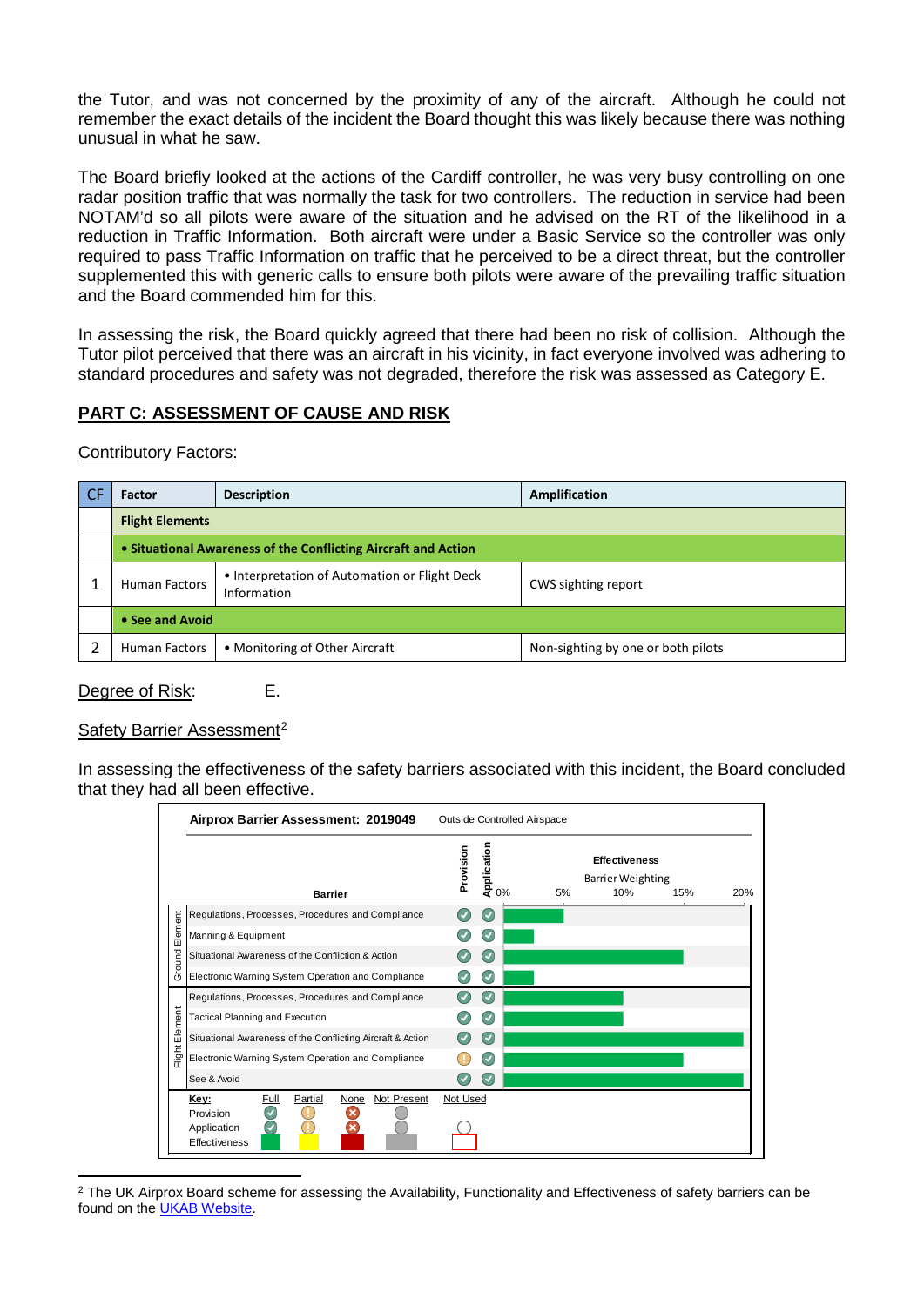the Tutor, and was not concerned by the proximity of any of the aircraft. Although he could not remember the exact details of the incident the Board thought this was likely because there was nothing unusual in what he saw.

The Board briefly looked at the actions of the Cardiff controller, he was very busy controlling on one radar position traffic that was normally the task for two controllers. The reduction in service had been NOTAM'd so all pilots were aware of the situation and he advised on the RT of the likelihood in a reduction in Traffic Information. Both aircraft were under a Basic Service so the controller was only required to pass Traffic Information on traffic that he perceived to be a direct threat, but the controller supplemented this with generic calls to ensure both pilots were aware of the prevailing traffic situation and the Board commended him for this.

In assessing the risk, the Board quickly agreed that there had been no risk of collision. Although the Tutor pilot perceived that there was an aircraft in his vicinity, in fact everyone involved was adhering to standard procedures and safety was not degraded, therefore the risk was assessed as Category E.

## PART C: ASSESSMENT OF CAUSE AND RISK

Contributory Factors:

| CF | Factor | Description | Amplification |
|---|---|---|---|
| | **Flight Elements** | | |
| | **• Situational Awareness of the Conflicting Aircraft and Action** | | |
| 1 | Human Factors | • Interpretation of Automation or Flight Deck Information | CWS sighting report |
| | **• See and Avoid** | | |
| 2 | Human Factors | • Monitoring of Other Aircraft | Non-sighting by one or both pilots |

Degree of Risk: E.

Safety Barrier Assessment[2]

In assessing the effectiveness of the safety barriers associated with this incident, the Board concluded that they had all been effective.

Airprox Barrier Assessment: 2019049

Outside Controlled Airspace

Barrier

Provision

Application

Effectiveness

Barrier Weighting

0% 5% 10% 15% 20%

Ground Element

Regulations, Processes, Procedures and Compliance

Manning & Equipment

Situational Awareness of the Confliction & Action

Electronic Warning System Operation and Compliance

Flight Element

Regulations, Processes, Procedures and Compliance

Tactical Planning and Execution

Situational Awareness of the Conflicting Aircraft & Action

Electronic Warning System Operation and Compliance

See & Avoid

Key: Full Partial None Not Present Not Used

Provision

Application

Effectiveness

---

[2] The UK Airprox Board scheme for assessing the Availability, Functionality and Effectiveness of safety barriers can be found on the UKAB Website.